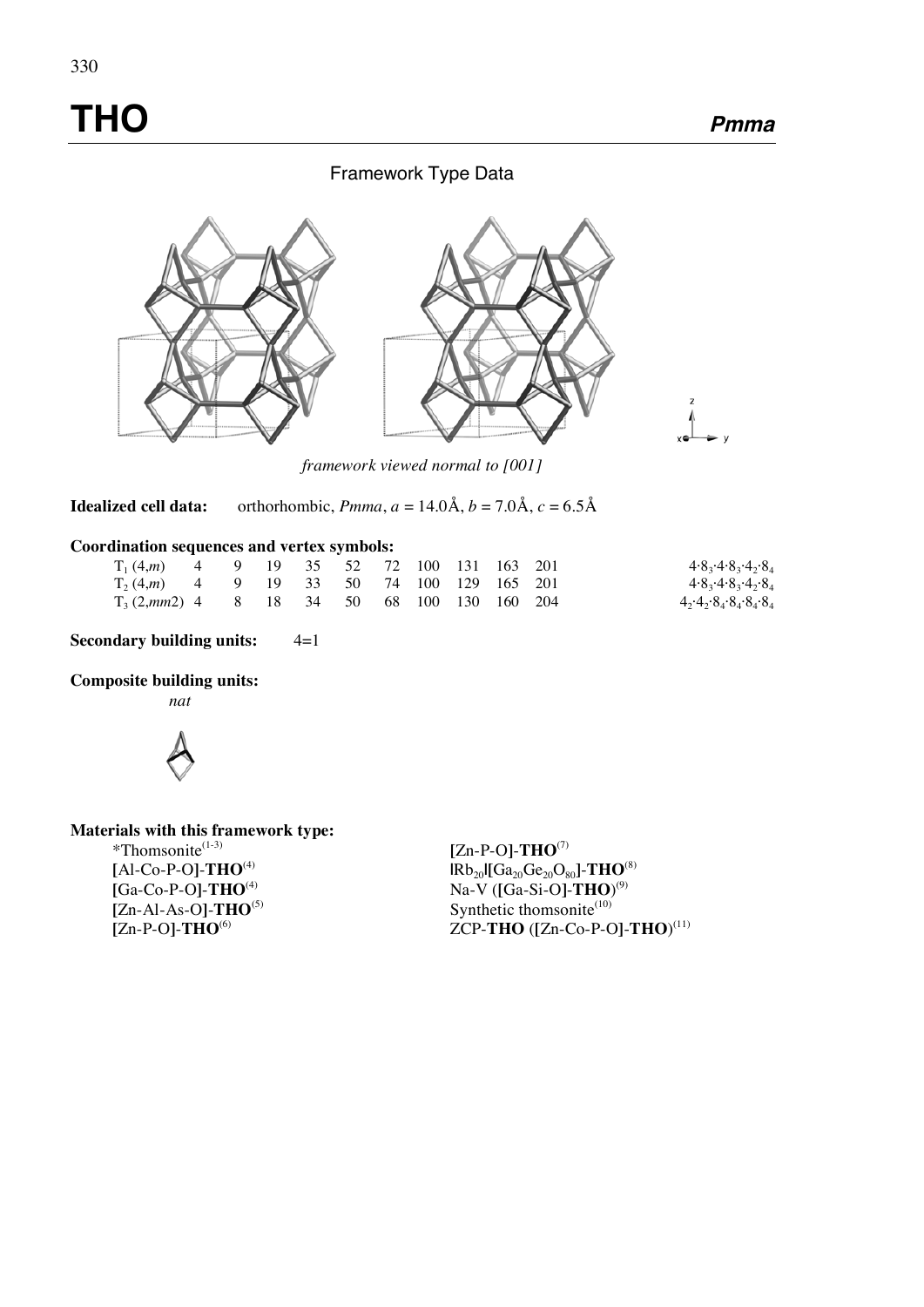# THO

***Pmma***

## Framework Type Data

*framework viewed normal to [001]*

**Idealized cell data:** orthorhombic, *Pmma*, *a* = 14.0Å, *b* = 7.0Å, *c* = 6.5Å

**Coordination sequences and vertex symbols:**

| | | | | | | | | | | | |
|---|---|---|---|---|---|---|---|---|---|---|---|
| $T_1$ (4,*m*) | 4 | 9 | 19 | 35 | 52 | 72 | 100 | 131 | 163 | 201 | $4 \cdot 8_3 \cdot 4 \cdot 8_3 \cdot 4_2 \cdot 8_4$ |
| $T_2$ (4,*m*) | 4 | 9 | 19 | 33 | 50 | 74 | 100 | 129 | 165 | 201 | $4 \cdot 8_3 \cdot 4 \cdot 8_3 \cdot 4_2 \cdot 8_4$ |
| $T_3$ (2,*mm*2) | 4 | 8 | 18 | 34 | 50 | 68 | 100 | 130 | 160 | 204 | $4_2 \cdot 4_2 \cdot 8_4 \cdot 8_4 \cdot 8_4 \cdot 8_4$ |

**Secondary building units:** 4=1

**Composite building units:**

*nat*

**Materials with this framework type:**

*Thomsonite[1-3]
[Al-Co-P-O]-**THO**[4]
[Ga-Co-P-O]-**THO**[4]
[Zn-Al-As-O]-**THO**[5]
[Zn-P-O]-**THO**[6]
[Zn-P-O]-**THO**[7]
$|Rb_{20}|[Ga_{20}Ge_{20}O_{80}]$-**THO**[8]
Na-V ([Ga-Si-O]-**THO**)[9]
Synthetic thomsonite[10]
ZCP-**THO** ([Zn-Co-P-O]-**THO**)[11]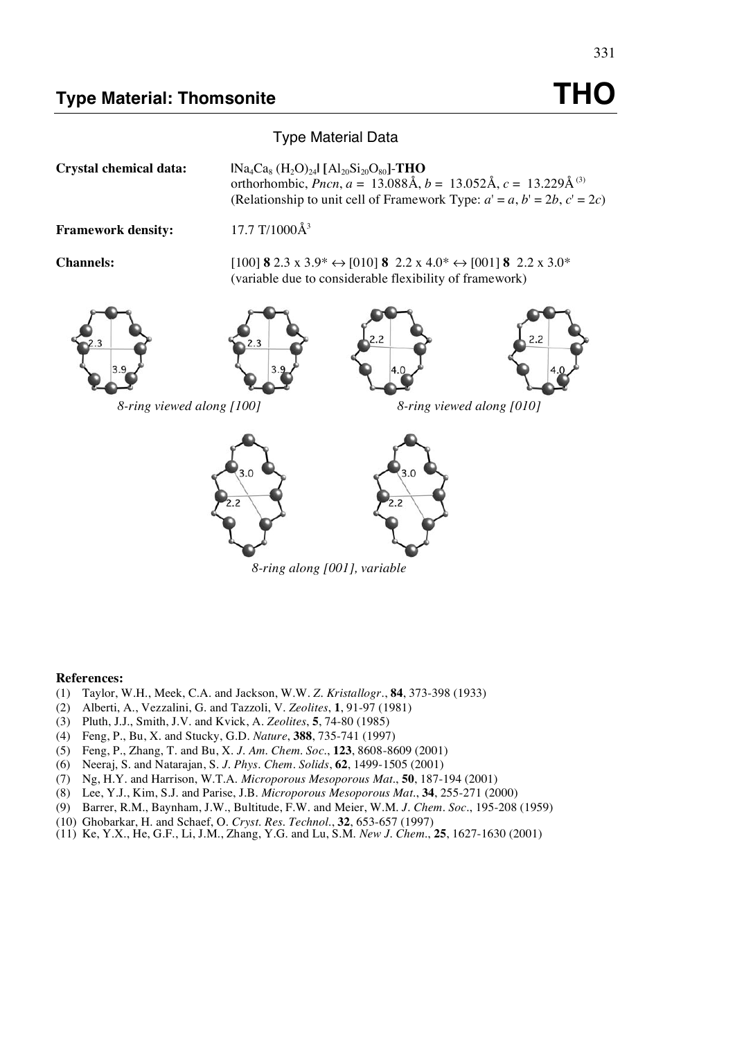# Type Material: Thomsonite **THO**

## Type Material Data

**Crystal chemical data:** $|Na_4Ca_8(H_2O)_{24}|$ $[Al_{20}Si_{20}O_{80}]$-**THO**
orthorhombic, *Pncn*, *a* = 13.088Å, *b* = 13.052Å, *c* = 13.229Å [3]
(Relationship to unit cell of Framework Type: *a*' = *a*, *b*' = 2*b*, *c*' = 2*c*)

**Framework density:** 17.7 T/1000Å$^3$

**Channels:** [100] **8** 2.3 x 3.9* ↔ [010] **8** 2.2 x 4.0* ↔ [001] **8** 2.2 x 3.0*
(variable due to considerable flexibility of framework)

2.3
3.9
2.3
3.9

*8-ring viewed along [100]*

2.2
4.0
2.2
4.0

*8-ring viewed along [010]*

3.0
2.2
3.0
2.2

*8-ring along [001], variable*

**References:**

(1) Taylor, W.H., Meek, C.A. and Jackson, W.W. *Z. Kristallogr.*, **84**, 373-398 (1933)
(2) Alberti, A., Vezzalini, G. and Tazzoli, V. *Zeolites*, **1**, 91-97 (1981)
(3) Pluth, J.J., Smith, J.V. and Kvick, A. *Zeolites*, **5**, 74-80 (1985)
(4) Feng, P., Bu, X. and Stucky, G.D. *Nature*, **388**, 735-741 (1997)
(5) Feng, P., Zhang, T. and Bu, X. *J. Am. Chem. Soc.*, **123**, 8608-8609 (2001)
(6) Neeraj, S. and Natarajan, S. *J. Phys. Chem. Solids*, **62**, 1499-1505 (2001)
(7) Ng, H.Y. and Harrison, W.T.A. *Microporous Mesoporous Mat.*, **50**, 187-194 (2001)
(8) Lee, Y.J., Kim, S.J. and Parise, J.B. *Microporous Mesoporous Mat.*, **34**, 255-271 (2000)
(9) Barrer, R.M., Baynham, J.W., Bultitude, F.W. and Meier, W.M. *J. Chem. Soc.*, 195-208 (1959)
(10) Ghobarkar, H. and Schaef, O. *Cryst. Res. Technol.*, **32**, 653-657 (1997)
(11) Ke, Y.X., He, G.F., Li, J.M., Zhang, Y.G. and Lu, S.M. *New J. Chem.*, **25**, 1627-1630 (2001)